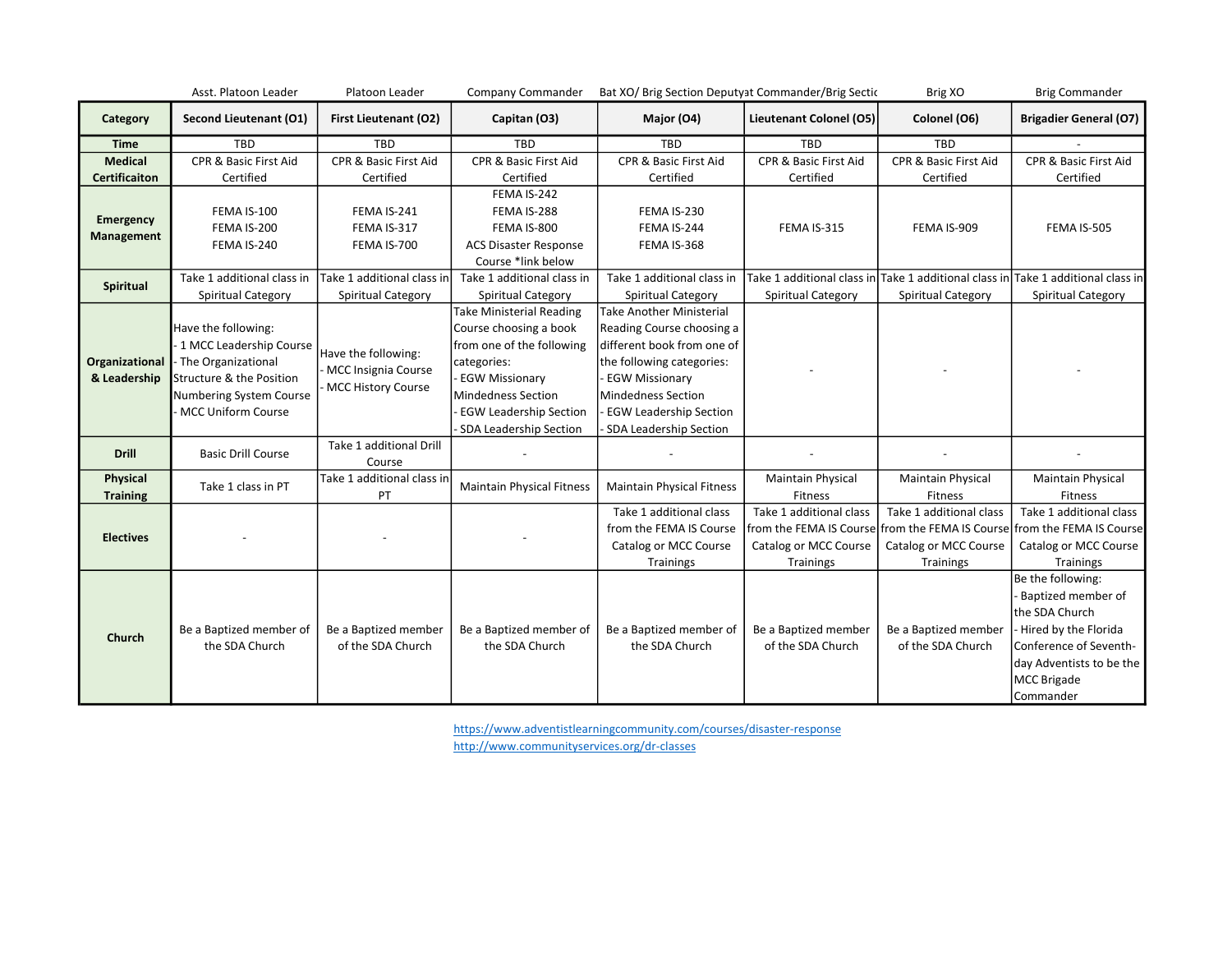|  | Asst. Platoon Leader | Platoon Leader | Company Commander | Bat XO/ Brig Section Deputy | at Commander/Brig Sectic | Brig XO | Brig Commander |
|---|---|---|---|---|---|---|---|
| **Category** | **Second Lieutenant (O1)** | **First Lieutenant (O2)** | **Capitan (O3)** | **Major (O4)** | **Lieutenant Colonel (O5)** | **Colonel (O6)** | **Brigadier General (O7)** |
| **Time** | TBD | TBD | TBD | TBD | TBD | TBD | - |
| **Medical Certificaiton** | CPR & Basic First Aid Certified | CPR & Basic First Aid Certified | CPR & Basic First Aid Certified | CPR & Basic First Aid Certified | CPR & Basic First Aid Certified | CPR & Basic First Aid Certified | CPR & Basic First Aid Certified |
| **Emergency Management** | FEMA IS-100<br>FEMA IS-200<br>FEMA IS-240 | FEMA IS-241<br>FEMA IS-317<br>FEMA IS-700 | FEMA IS-242<br>FEMA IS-288<br>FEMA IS-800<br>ACS Disaster Response Course *link below | FEMA IS-230<br>FEMA IS-244<br>FEMA IS-368 | FEMA IS-315 | FEMA IS-909 | FEMA IS-505 |
| **Spiritual** | Take 1 additional class in Spiritual Category | Take 1 additional class in Spiritual Category | Take 1 additional class in Spiritual Category | Take 1 additional class in Spiritual Category | Take 1 additional class in Spiritual Category | Take 1 additional class in Spiritual Category | Take 1 additional class in Spiritual Category |
| **Organizational & Leadership** | Have the following:<br>- 1 MCC Leadership Course<br>- The Organizational Structure & the Position Numbering System Course<br>- MCC Uniform Course | Have the following:<br>- MCC Insignia Course<br>- MCC History Course | Take Ministerial Reading Course choosing a book from one of the following categories:<br>- EGW Missionary Mindedness Section<br>- EGW Leadership Section<br>- SDA Leadership Section | Take Another Ministerial Reading Course choosing a different book from one of the following categories:<br>- EGW Missionary Mindedness Section<br>- EGW Leadership Section<br>- SDA Leadership Section | - | - | - |
| **Drill** | Basic Drill Course | Take 1 additional Drill Course | - | - | - | - | - |
| **Physical Training** | Take 1 class in PT | Take 1 additional class in PT | Maintain Physical Fitness | Maintain Physical Fitness | Maintain Physical Fitness | Maintain Physical Fitness | Maintain Physical Fitness |
| **Electives** | - | - | - | Take 1 additional class from the FEMA IS Course Catalog or MCC Course Trainings | Take 1 additional class from the FEMA IS Course Catalog or MCC Course Trainings | Take 1 additional class from the FEMA IS Course Catalog or MCC Course Trainings | Take 1 additional class from the FEMA IS Course Catalog or MCC Course Trainings |
| **Church** | Be a Baptized member of the SDA Church | Be a Baptized member of the SDA Church | Be a Baptized member of the SDA Church | Be a Baptized member of the SDA Church | Be a Baptized member of the SDA Church | Be a Baptized member of the SDA Church | Be the following:<br>- Baptized member of the SDA Church<br>- Hired by the Florida Conference of Seventh-day Adventists to be the MCC Brigade Commander |

https://www.adventistlearningcommunity.com/courses/disaster-response
http://www.communityservices.org/dr-classes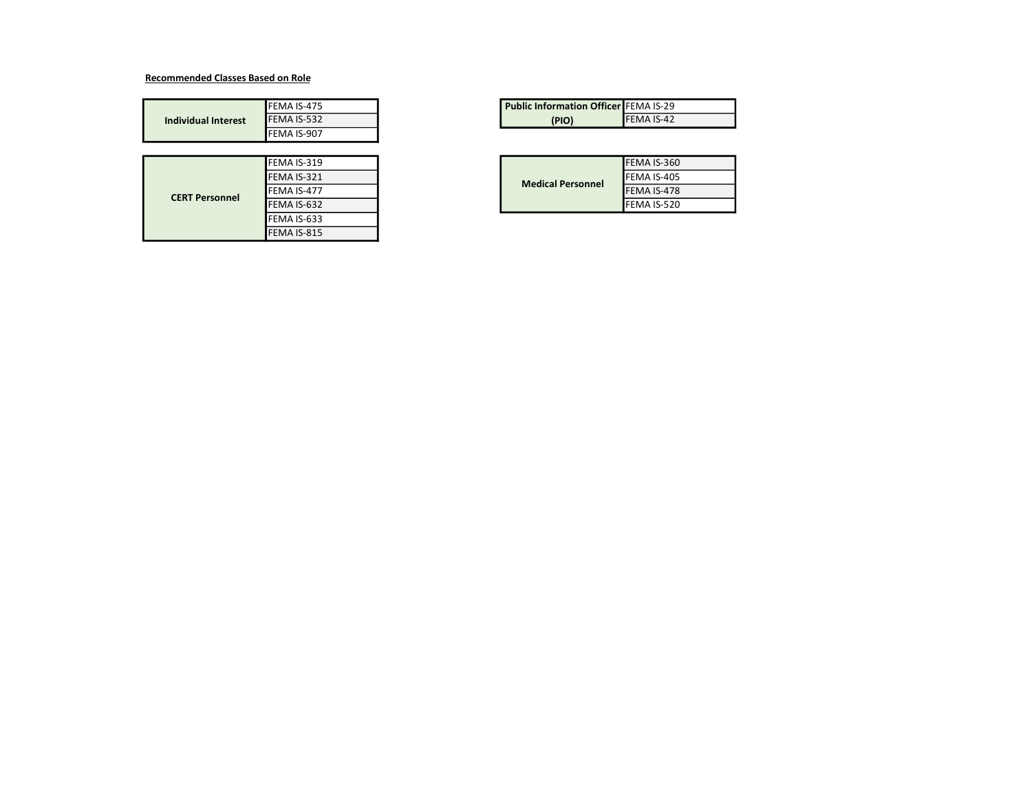**Recommended Classes Based on Role**

| | |
|---|---|
| **Individual Interest** | FEMA IS-475 |
| | FEMA IS-532 |
| | FEMA IS-907 |

| | |
|---|---|
| **CERT Personnel** | FEMA IS-319 |
| | FEMA IS-321 |
| | FEMA IS-477 |
| | FEMA IS-632 |
| | FEMA IS-633 |
| | FEMA IS-815 |

| | |
|---|---|
| **Public Information Officer (PIO)** | FEMA IS-29 |
| | FEMA IS-42 |

| | |
|---|---|
| **Medical Personnel** | FEMA IS-360 |
| | FEMA IS-405 |
| | FEMA IS-478 |
| | FEMA IS-520 |